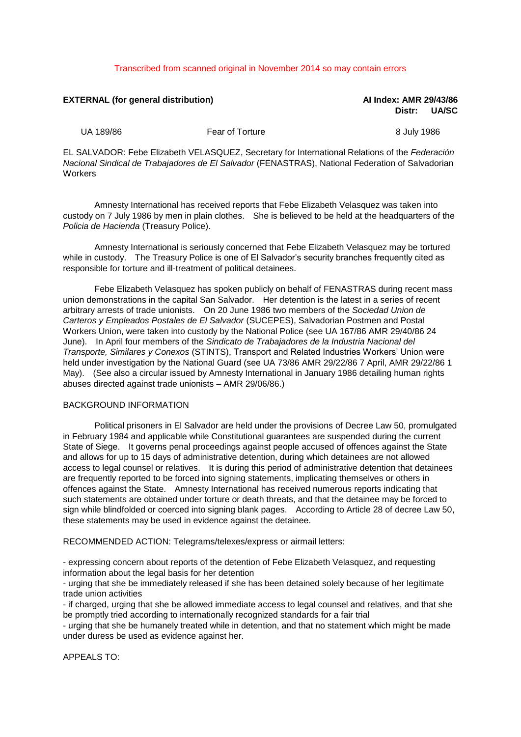Transcribed from scanned original in November 2014 so may contain errors

**EXTERNAL (for general distribution)** | **AI Index: AMR 29/43/86**
**Distr: UA/SC**

UA 189/86 | Fear of Torture | 8 July 1986

EL SALVADOR: Febe Elizabeth VELASQUEZ, Secretary for International Relations of the *Federación Nacional Sindical de Trabajadores de El Salvador* (FENASTRAS), National Federation of Salvadorian Workers

Amnesty International has received reports that Febe Elizabeth Velasquez was taken into custody on 7 July 1986 by men in plain clothes. She is believed to be held at the headquarters of the *Policia de Hacienda* (Treasury Police).

Amnesty International is seriously concerned that Febe Elizabeth Velasquez may be tortured while in custody. The Treasury Police is one of El Salvador's security branches frequently cited as responsible for torture and ill-treatment of political detainees.

Febe Elizabeth Velasquez has spoken publicly on behalf of FENASTRAS during recent mass union demonstrations in the capital San Salvador. Her detention is the latest in a series of recent arbitrary arrests of trade unionists. On 20 June 1986 two members of the *Sociedad Union de Carteros y Empleados Postales de El Salvador* (SUCEPES), Salvadorian Postmen and Postal Workers Union, were taken into custody by the National Police (see UA 167/86 AMR 29/40/86 24 June). In April four members of the *Sindicato de Trabajadores de la Industria Nacional del Transporte, Similares y Conexos* (STINTS), Transport and Related Industries Workers' Union were held under investigation by the National Guard (see UA 73/86 AMR 29/22/86 7 April, AMR 29/22/86 1 May). (See also a circular issued by Amnesty International in January 1986 detailing human rights abuses directed against trade unionists – AMR 29/06/86.)

BACKGROUND INFORMATION

Political prisoners in El Salvador are held under the provisions of Decree Law 50, promulgated in February 1984 and applicable while Constitutional guarantees are suspended during the current State of Siege. It governs penal proceedings against people accused of offences against the State and allows for up to 15 days of administrative detention, during which detainees are not allowed access to legal counsel or relatives. It is during this period of administrative detention that detainees are frequently reported to be forced into signing statements, implicating themselves or others in offences against the State. Amnesty International has received numerous reports indicating that such statements are obtained under torture or death threats, and that the detainee may be forced to sign while blindfolded or coerced into signing blank pages. According to Article 28 of decree Law 50, these statements may be used in evidence against the detainee.

RECOMMENDED ACTION: Telegrams/telexes/express or airmail letters:

- expressing concern about reports of the detention of Febe Elizabeth Velasquez, and requesting information about the legal basis for her detention
- urging that she be immediately released if she has been detained solely because of her legitimate trade union activities
- if charged, urging that she be allowed immediate access to legal counsel and relatives, and that she be promptly tried according to internationally recognized standards for a fair trial
- urging that she be humanely treated while in detention, and that no statement which might be made under duress be used as evidence against her.

APPEALS TO: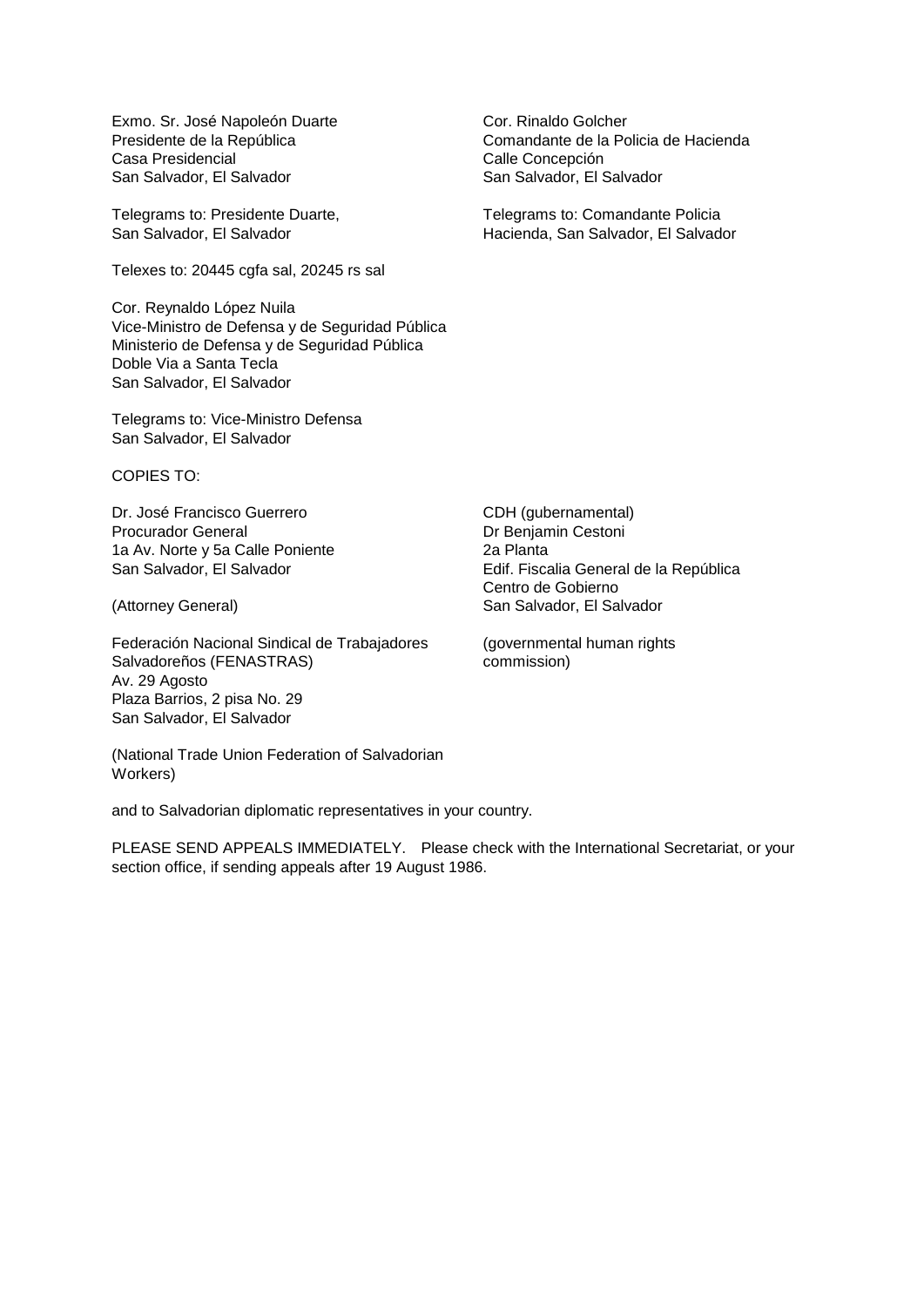Exmo. Sr. José Napoleón Duarte
Presidente de la República
Casa Presidencial
San Salvador, El Salvador

Telegrams to: Presidente Duarte,
San Salvador, El Salvador

Telexes to: 20445 cgfa sal, 20245 rs sal

Cor. Rinaldo Golcher
Comandante de la Policia de Hacienda
Calle Concepción
San Salvador, El Salvador

Telegrams to: Comandante Policia
Hacienda, San Salvador, El Salvador

Cor. Reynaldo López Nuila
Vice-Ministro de Defensa y de Seguridad Pública
Ministerio de Defensa y de Seguridad Pública
Doble Via a Santa Tecla
San Salvador, El Salvador

Telegrams to: Vice-Ministro Defensa
San Salvador, El Salvador

COPIES TO:

Dr. José Francisco Guerrero
Procurador General
1a Av. Norte y 5a Calle Poniente
San Salvador, El Salvador

(Attorney General)

CDH (gubernamental)
Dr Benjamin Cestoni
2a Planta
Edif. Fiscalia General de la República
Centro de Gobierno
San Salvador, El Salvador

(governmental human rights commission)

Federación Nacional Sindical de Trabajadores Salvadoreños (FENASTRAS)
Av. 29 Agosto
Plaza Barrios, 2 pisa No. 29
San Salvador, El Salvador

(National Trade Union Federation of Salvadorian Workers)

and to Salvadorian diplomatic representatives in your country.

PLEASE SEND APPEALS IMMEDIATELY. Please check with the International Secretariat, or your section office, if sending appeals after 19 August 1986.